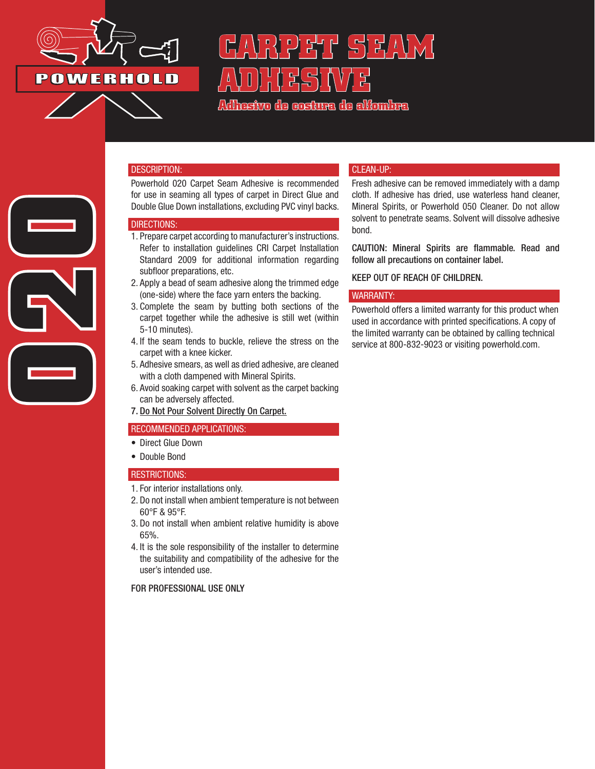POWERHOLD

# CARPET SEAM ADHESIVE

### Adhesivo de costura de alfombra

020

## DESCRIPTION:

Powerhold 020 Carpet Seam Adhesive is recommended for use in seaming all types of carpet in Direct Glue and Double Glue Down installations, excluding PVC vinyl backs.

## DIRECTIONS:

1. Prepare carpet according to manufacturer's instructions. Refer to installation guidelines CRI Carpet Installation Standard 2009 for additional information regarding subfloor preparations, etc.
2. Apply a bead of seam adhesive along the trimmed edge (one-side) where the face yarn enters the backing.
3. Complete the seam by butting both sections of the carpet together while the adhesive is still wet (within 5-10 minutes).
4. If the seam tends to buckle, relieve the stress on the carpet with a knee kicker.
5. Adhesive smears, as well as dried adhesive, are cleaned with a cloth dampened with Mineral Spirits.
6. Avoid soaking carpet with solvent as the carpet backing can be adversely affected.
7. <u>Do Not Pour Solvent Directly On Carpet.</u>

## RECOMMENDED APPLICATIONS:

- Direct Glue Down
- Double Bond

## RESTRICTIONS:

1. For interior installations only.
2. Do not install when ambient temperature is not between 60°F & 95°F.
3. Do not install when ambient relative humidity is above 65%.
4. It is the sole responsibility of the installer to determine the suitability and compatibility of the adhesive for the user's intended use.

FOR PROFESSIONAL USE ONLY

## CLEAN-UP:

Fresh adhesive can be removed immediately with a damp cloth. If adhesive has dried, use waterless hand cleaner, Mineral Spirits, or Powerhold 050 Cleaner. Do not allow solvent to penetrate seams. Solvent will dissolve adhesive bond.

**CAUTION: Mineral Spirits are flammable. Read and follow all precautions on container label.**

**KEEP OUT OF REACH OF CHILDREN.**

## WARRANTY:

Powerhold offers a limited warranty for this product when used in accordance with printed specifications. A copy of the limited warranty can be obtained by calling technical service at 800-832-9023 or visiting powerhold.com.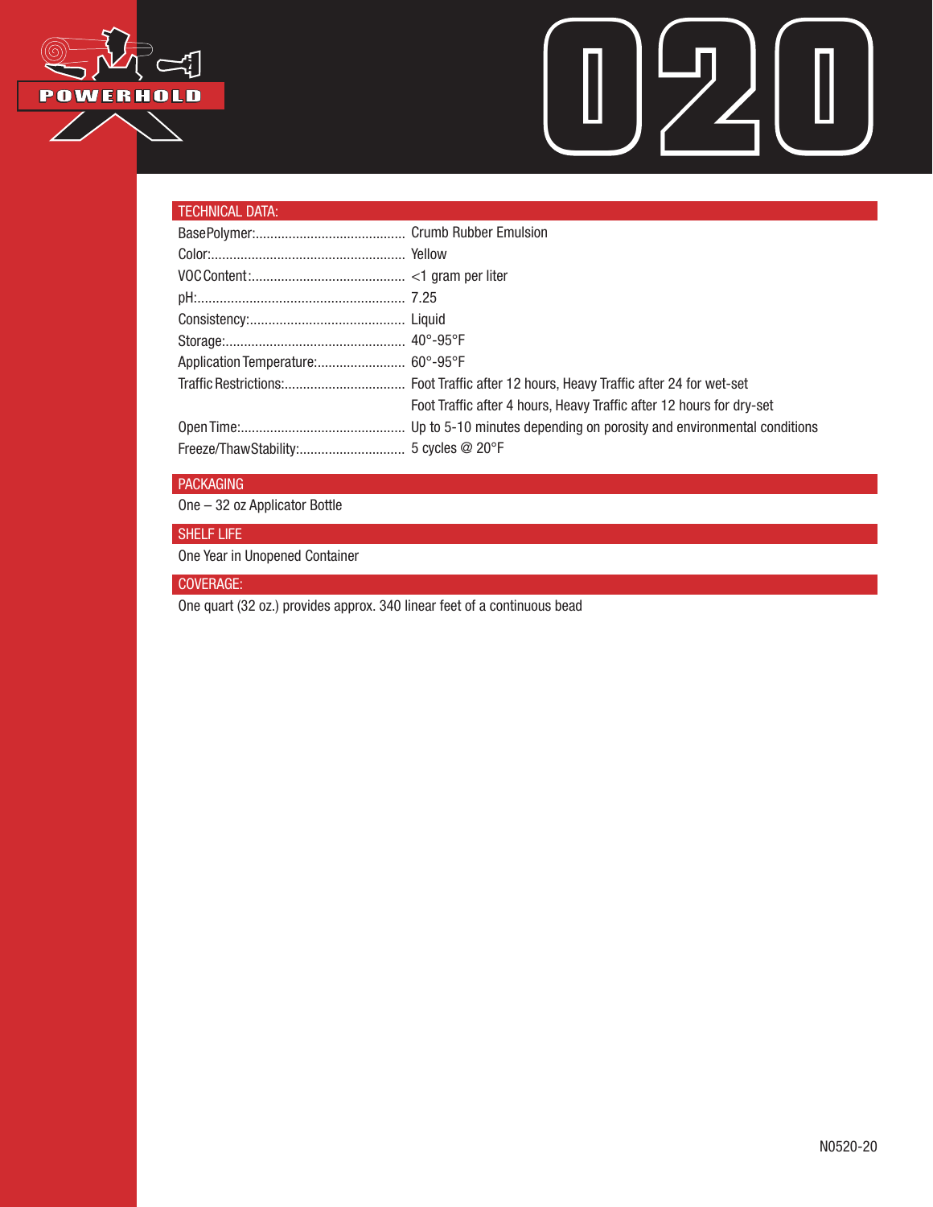POWERHOLD

# 020

## TECHNICAL DATA:

| | |
|---|---|
| Base Polymer: | Crumb Rubber Emulsion |
| Color: | Yellow |
| VOC Content: | <1 gram per liter |
| pH: | 7.25 |
| Consistency: | Liquid |
| Storage: | 40°-95°F |
| Application Temperature: | 60°-95°F |
| Traffic Restrictions: | Foot Traffic after 12 hours, Heavy Traffic after 24 for wet-set |
| | Foot Traffic after 4 hours, Heavy Traffic after 12 hours for dry-set |
| Open Time: | Up to 5-10 minutes depending on porosity and environmental conditions |
| Freeze/Thaw Stability: | 5 cycles @ 20°F |

## PACKAGING

One – 32 oz Applicator Bottle

## SHELF LIFE

One Year in Unopened Container

## COVERAGE:

One quart (32 oz.) provides approx. 340 linear feet of a continuous bead

N0520-20